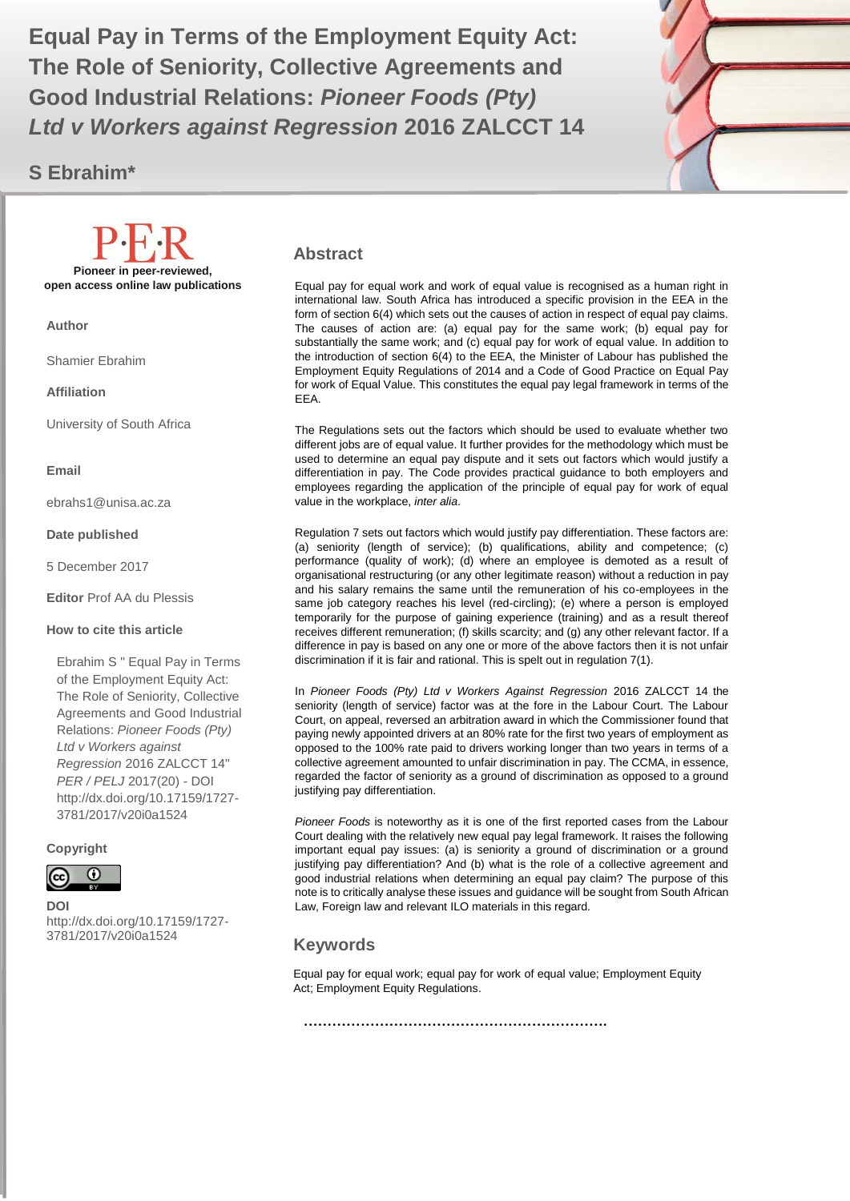# Equal Pay in Terms of the Employment Equity Act: The Role of Seniority, Collective Agreements and Good Industrial Relations: *Pioneer Foods (Pty) Ltd v Workers against Regression* 2016 ZALCCT 14

## S Ebrahim*

P·E·R

**Pioneer in peer-reviewed, open access online law publications**

**Author**

Shamier Ebrahim

**Affiliation**

University of South Africa

**Email**

ebrahs1@unisa.ac.za

**Date published**

5 December 2017

**Editor** Prof AA du Plessis

**How to cite this article**

Ebrahim S " Equal Pay in Terms of the Employment Equity Act: The Role of Seniority, Collective Agreements and Good Industrial Relations: *Pioneer Foods (Pty) Ltd v Workers against Regression* 2016 ZALCCT 14" *PER / PELJ* 2017(20) - DOI http://dx.doi.org/10.17159/1727-3781/2017/v20i0a1524

**Copyright**

**DOI**
http://dx.doi.org/10.17159/1727-3781/2017/v20i0a1524

## Abstract

Equal pay for equal work and work of equal value is recognised as a human right in international law. South Africa has introduced a specific provision in the EEA in the form of section 6(4) which sets out the causes of action in respect of equal pay claims. The causes of action are: (a) equal pay for the same work; (b) equal pay for substantially the same work; and (c) equal pay for work of equal value. In addition to the introduction of section 6(4) to the EEA, the Minister of Labour has published the Employment Equity Regulations of 2014 and a Code of Good Practice on Equal Pay for work of Equal Value. This constitutes the equal pay legal framework in terms of the EEA.

The Regulations sets out the factors which should be used to evaluate whether two different jobs are of equal value. It further provides for the methodology which must be used to determine an equal pay dispute and it sets out factors which would justify a differentiation in pay. The Code provides practical guidance to both employers and employees regarding the application of the principle of equal pay for work of equal value in the workplace, *inter alia*.

Regulation 7 sets out factors which would justify pay differentiation. These factors are: (a) seniority (length of service); (b) qualifications, ability and competence; (c) performance (quality of work); (d) where an employee is demoted as a result of organisational restructuring (or any other legitimate reason) without a reduction in pay and his salary remains the same until the remuneration of his co-employees in the same job category reaches his level (red-circling); (e) where a person is employed temporarily for the purpose of gaining experience (training) and as a result thereof receives different remuneration; (f) skills scarcity; and (g) any other relevant factor. If a difference in pay is based on any one or more of the above factors then it is not unfair discrimination if it is fair and rational. This is spelt out in regulation 7(1).

In *Pioneer Foods (Pty) Ltd v Workers Against Regression* 2016 ZALCCT 14 the seniority (length of service) factor was at the fore in the Labour Court. The Labour Court, on appeal, reversed an arbitration award in which the Commissioner found that paying newly appointed drivers at an 80% rate for the first two years of employment as opposed to the 100% rate paid to drivers working longer than two years in terms of a collective agreement amounted to unfair discrimination in pay. The CCMA, in essence, regarded the factor of seniority as a ground of discrimination as opposed to a ground justifying pay differentiation.

*Pioneer Foods* is noteworthy as it is one of the first reported cases from the Labour Court dealing with the relatively new equal pay legal framework. It raises the following important equal pay issues: (a) is seniority a ground of discrimination or a ground justifying pay differentiation? And (b) what is the role of a collective agreement and good industrial relations when determining an equal pay claim? The purpose of this note is to critically analyse these issues and guidance will be sought from South African Law, Foreign law and relevant ILO materials in this regard.

## Keywords

Equal pay for equal work; equal pay for work of equal value; Employment Equity Act; Employment Equity Regulations.

……………………………………………………….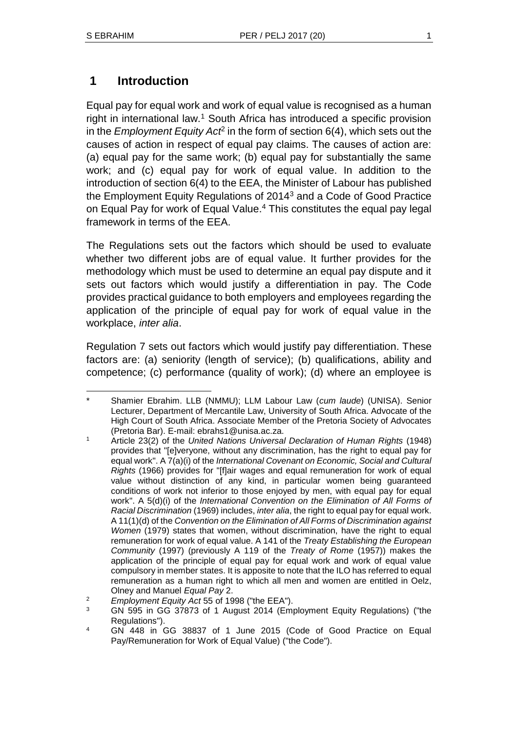## 1 Introduction

Equal pay for equal work and work of equal value is recognised as a human right in international law.[1] South Africa has introduced a specific provision in the *Employment Equity Act*[2] in the form of section 6(4), which sets out the causes of action in respect of equal pay claims. The causes of action are: (a) equal pay for the same work; (b) equal pay for substantially the same work; and (c) equal pay for work of equal value. In addition to the introduction of section 6(4) to the EEA, the Minister of Labour has published the Employment Equity Regulations of 2014[3] and a Code of Good Practice on Equal Pay for work of Equal Value.[4] This constitutes the equal pay legal framework in terms of the EEA.

The Regulations sets out the factors which should be used to evaluate whether two different jobs are of equal value. It further provides for the methodology which must be used to determine an equal pay dispute and it sets out factors which would justify a differentiation in pay. The Code provides practical guidance to both employers and employees regarding the application of the principle of equal pay for work of equal value in the workplace, *inter alia*.

Regulation 7 sets out factors which would justify pay differentiation. These factors are: (a) seniority (length of service); (b) qualifications, ability and competence; (c) performance (quality of work); (d) where an employee is

---

\* Shamier Ebrahim. LLB (NMMU); LLM Labour Law (*cum laude*) (UNISA). Senior Lecturer, Department of Mercantile Law, University of South Africa. Advocate of the High Court of South Africa. Associate Member of the Pretoria Society of Advocates (Pretoria Bar). E-mail: ebrahs1@unisa.ac.za.

[1] Article 23(2) of the *United Nations Universal Declaration of Human Rights* (1948) provides that "[e]veryone, without any discrimination, has the right to equal pay for equal work". A 7(a)(i) of the *International Covenant on Economic, Social and Cultural Rights* (1966) provides for "[f]air wages and equal remuneration for work of equal value without distinction of any kind, in particular women being guaranteed conditions of work not inferior to those enjoyed by men, with equal pay for equal work". A 5(d)(i) of the *International Convention on the Elimination of All Forms of Racial Discrimination* (1969) includes, *inter alia*, the right to equal pay for equal work. A 11(1)(d) of the *Convention on the Elimination of All Forms of Discrimination against Women* (1979) states that women, without discrimination, have the right to equal remuneration for work of equal value. A 141 of the *Treaty Establishing the European Community* (1997) (previously A 119 of the *Treaty of Rome* (1957)) makes the application of the principle of equal pay for equal work and work of equal value compulsory in member states. It is apposite to note that the ILO has referred to equal remuneration as a human right to which all men and women are entitled in Oelz, Olney and Manuel *Equal Pay* 2.

[2] *Employment Equity Act* 55 of 1998 ("the EEA").

[3] GN 595 in GG 37873 of 1 August 2014 (Employment Equity Regulations) ("the Regulations").

[4] GN 448 in GG 38837 of 1 June 2015 (Code of Good Practice on Equal Pay/Remuneration for Work of Equal Value) ("the Code").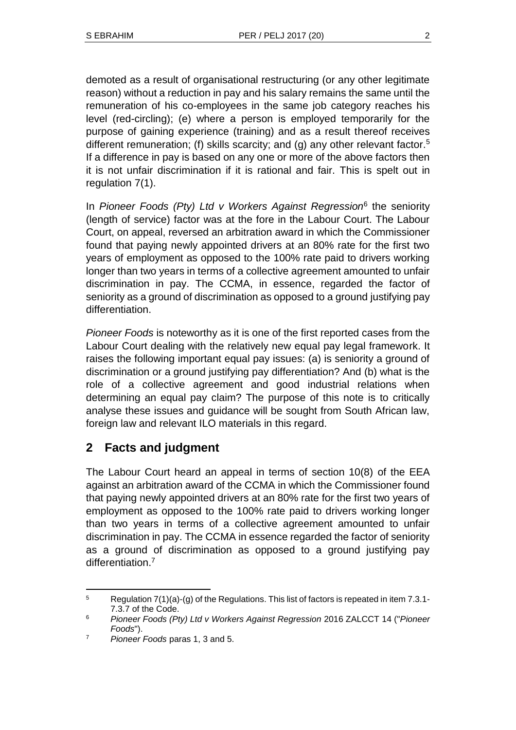demoted as a result of organisational restructuring (or any other legitimate reason) without a reduction in pay and his salary remains the same until the remuneration of his co-employees in the same job category reaches his level (red-circling); (e) where a person is employed temporarily for the purpose of gaining experience (training) and as a result thereof receives different remuneration; (f) skills scarcity; and (g) any other relevant factor.[5] If a difference in pay is based on any one or more of the above factors then it is not unfair discrimination if it is rational and fair. This is spelt out in regulation 7(1).

In *Pioneer Foods (Pty) Ltd v Workers Against Regression*[6] the seniority (length of service) factor was at the fore in the Labour Court. The Labour Court, on appeal, reversed an arbitration award in which the Commissioner found that paying newly appointed drivers at an 80% rate for the first two years of employment as opposed to the 100% rate paid to drivers working longer than two years in terms of a collective agreement amounted to unfair discrimination in pay. The CCMA, in essence, regarded the factor of seniority as a ground of discrimination as opposed to a ground justifying pay differentiation.

*Pioneer Foods* is noteworthy as it is one of the first reported cases from the Labour Court dealing with the relatively new equal pay legal framework. It raises the following important equal pay issues: (a) is seniority a ground of discrimination or a ground justifying pay differentiation? And (b) what is the role of a collective agreement and good industrial relations when determining an equal pay claim? The purpose of this note is to critically analyse these issues and guidance will be sought from South African law, foreign law and relevant ILO materials in this regard.

## 2 Facts and judgment

The Labour Court heard an appeal in terms of section 10(8) of the EEA against an arbitration award of the CCMA in which the Commissioner found that paying newly appointed drivers at an 80% rate for the first two years of employment as opposed to the 100% rate paid to drivers working longer than two years in terms of a collective agreement amounted to unfair discrimination in pay. The CCMA in essence regarded the factor of seniority as a ground of discrimination as opposed to a ground justifying pay differentiation.[7]

---

[5] Regulation 7(1)(a)-(g) of the Regulations. This list of factors is repeated in item 7.3.1-7.3.7 of the Code.

[6] *Pioneer Foods (Pty) Ltd v Workers Against Regression* 2016 ZALCCT 14 ("*Pioneer Foods*").

[7] *Pioneer Foods* paras 1, 3 and 5.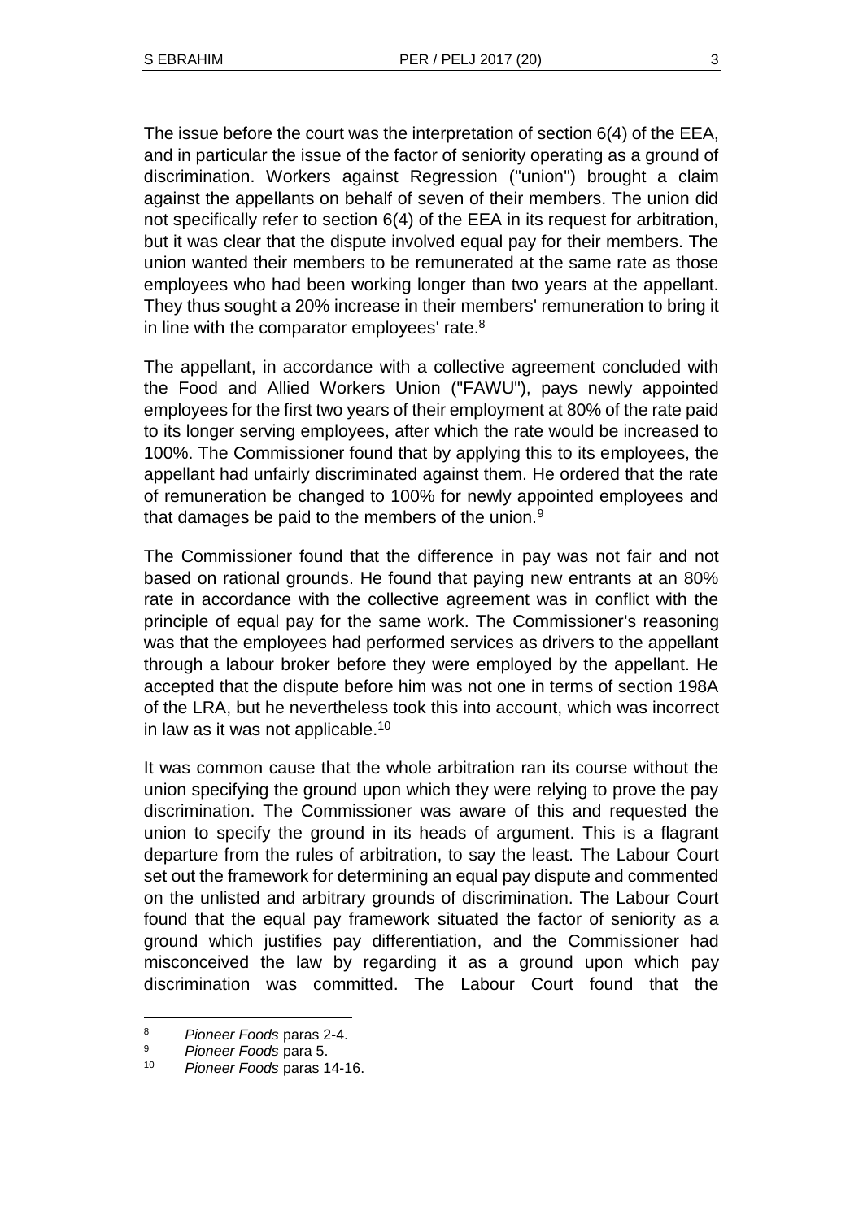The issue before the court was the interpretation of section 6(4) of the EEA, and in particular the issue of the factor of seniority operating as a ground of discrimination. Workers against Regression ("union") brought a claim against the appellants on behalf of seven of their members. The union did not specifically refer to section 6(4) of the EEA in its request for arbitration, but it was clear that the dispute involved equal pay for their members. The union wanted their members to be remunerated at the same rate as those employees who had been working longer than two years at the appellant. They thus sought a 20% increase in their members' remuneration to bring it in line with the comparator employees' rate.[8]

The appellant, in accordance with a collective agreement concluded with the Food and Allied Workers Union ("FAWU"), pays newly appointed employees for the first two years of their employment at 80% of the rate paid to its longer serving employees, after which the rate would be increased to 100%. The Commissioner found that by applying this to its employees, the appellant had unfairly discriminated against them. He ordered that the rate of remuneration be changed to 100% for newly appointed employees and that damages be paid to the members of the union.[9]

The Commissioner found that the difference in pay was not fair and not based on rational grounds. He found that paying new entrants at an 80% rate in accordance with the collective agreement was in conflict with the principle of equal pay for the same work. The Commissioner's reasoning was that the employees had performed services as drivers to the appellant through a labour broker before they were employed by the appellant. He accepted that the dispute before him was not one in terms of section 198A of the LRA, but he nevertheless took this into account, which was incorrect in law as it was not applicable.[10]

It was common cause that the whole arbitration ran its course without the union specifying the ground upon which they were relying to prove the pay discrimination. The Commissioner was aware of this and requested the union to specify the ground in its heads of argument. This is a flagrant departure from the rules of arbitration, to say the least. The Labour Court set out the framework for determining an equal pay dispute and commented on the unlisted and arbitrary grounds of discrimination. The Labour Court found that the equal pay framework situated the factor of seniority as a ground which justifies pay differentiation, and the Commissioner had misconceived the law by regarding it as a ground upon which pay discrimination was committed. The Labour Court found that the

---

[8] *Pioneer Foods* paras 2-4.

[9] *Pioneer Foods* para 5.

[10] *Pioneer Foods* paras 14-16.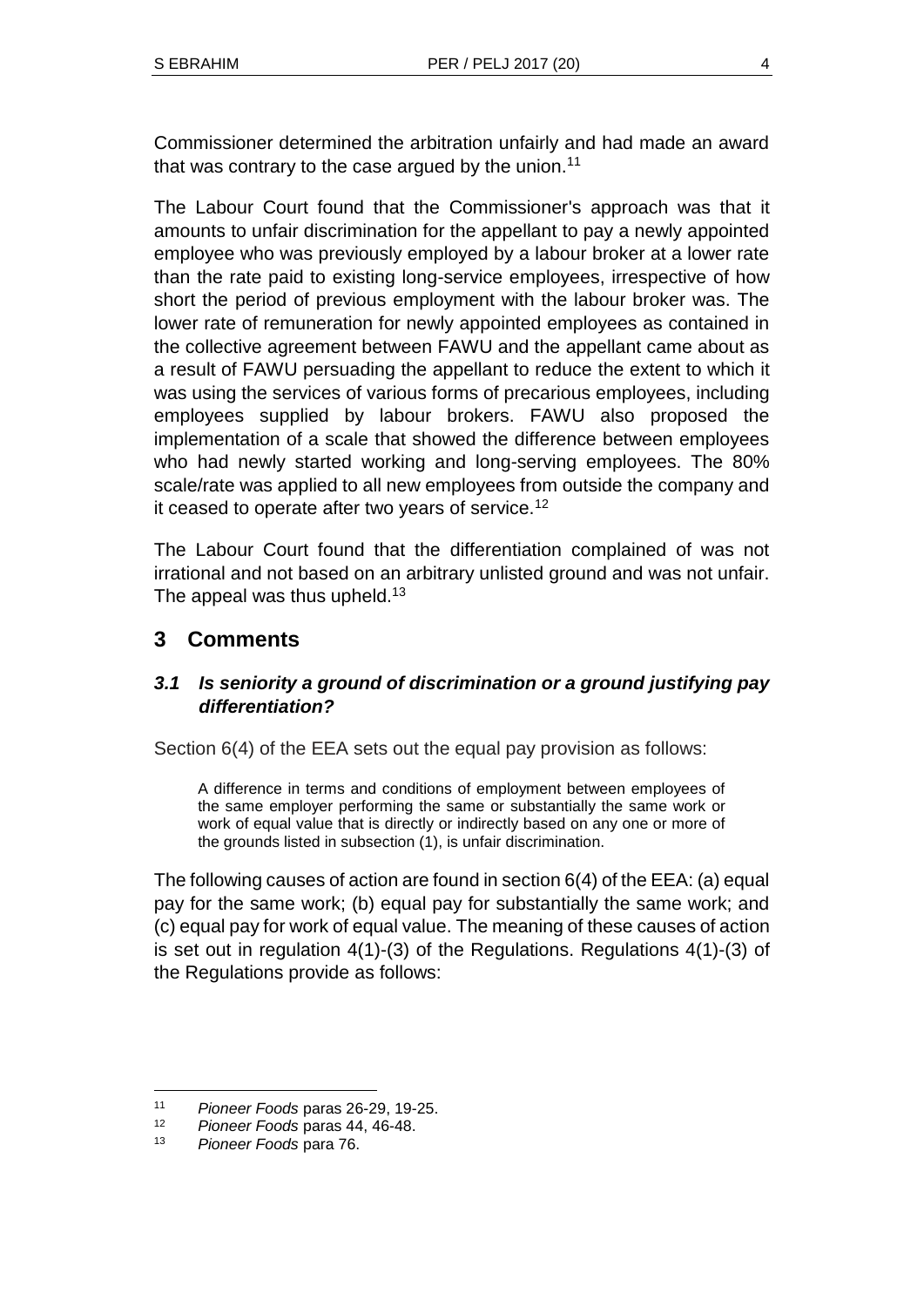Commissioner determined the arbitration unfairly and had made an award that was contrary to the case argued by the union.[11]

The Labour Court found that the Commissioner's approach was that it amounts to unfair discrimination for the appellant to pay a newly appointed employee who was previously employed by a labour broker at a lower rate than the rate paid to existing long-service employees, irrespective of how short the period of previous employment with the labour broker was. The lower rate of remuneration for newly appointed employees as contained in the collective agreement between FAWU and the appellant came about as a result of FAWU persuading the appellant to reduce the extent to which it was using the services of various forms of precarious employees, including employees supplied by labour brokers. FAWU also proposed the implementation of a scale that showed the difference between employees who had newly started working and long-serving employees. The 80% scale/rate was applied to all new employees from outside the company and it ceased to operate after two years of service.[12]

The Labour Court found that the differentiation complained of was not irrational and not based on an arbitrary unlisted ground and was not unfair. The appeal was thus upheld.[13]

## 3 Comments

### *3.1 Is seniority a ground of discrimination or a ground justifying pay differentiation?*

Section 6(4) of the EEA sets out the equal pay provision as follows:

> A difference in terms and conditions of employment between employees of the same employer performing the same or substantially the same work or work of equal value that is directly or indirectly based on any one or more of the grounds listed in subsection (1), is unfair discrimination.

The following causes of action are found in section 6(4) of the EEA: (a) equal pay for the same work; (b) equal pay for substantially the same work; and (c) equal pay for work of equal value. The meaning of these causes of action is set out in regulation 4(1)-(3) of the Regulations. Regulations 4(1)-(3) of the Regulations provide as follows:

---

11 *Pioneer Foods* paras 26-29, 19-25.

12 *Pioneer Foods* paras 44, 46-48.

13 *Pioneer Foods* para 76.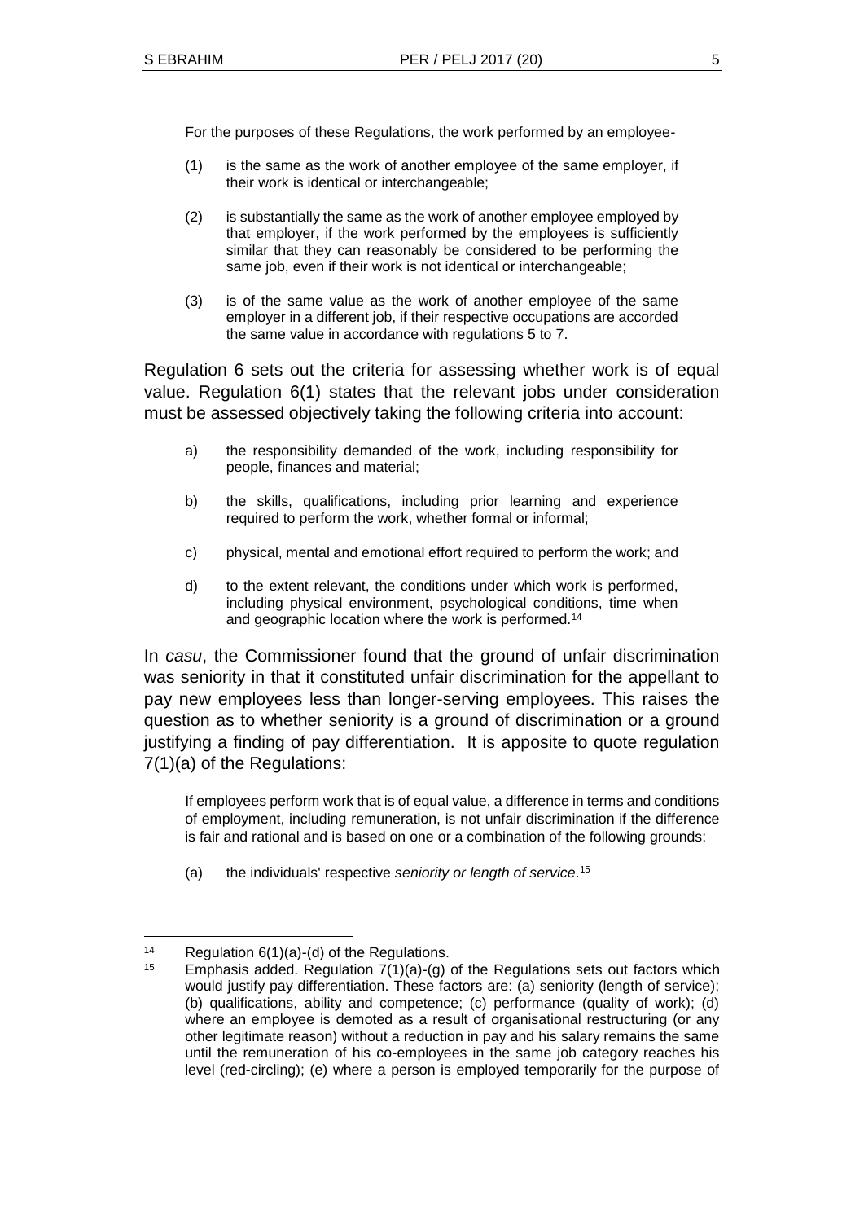For the purposes of these Regulations, the work performed by an employee-

(1) is the same as the work of another employee of the same employer, if their work is identical or interchangeable;

(2) is substantially the same as the work of another employee employed by that employer, if the work performed by the employees is sufficiently similar that they can reasonably be considered to be performing the same job, even if their work is not identical or interchangeable;

(3) is of the same value as the work of another employee of the same employer in a different job, if their respective occupations are accorded the same value in accordance with regulations 5 to 7.

Regulation 6 sets out the criteria for assessing whether work is of equal value. Regulation 6(1) states that the relevant jobs under consideration must be assessed objectively taking the following criteria into account:

a) the responsibility demanded of the work, including responsibility for people, finances and material;

b) the skills, qualifications, including prior learning and experience required to perform the work, whether formal or informal;

c) physical, mental and emotional effort required to perform the work; and

d) to the extent relevant, the conditions under which work is performed, including physical environment, psychological conditions, time when and geographic location where the work is performed.[14]

In *casu*, the Commissioner found that the ground of unfair discrimination was seniority in that it constituted unfair discrimination for the appellant to pay new employees less than longer-serving employees. This raises the question as to whether seniority is a ground of discrimination or a ground justifying a finding of pay differentiation. It is apposite to quote regulation 7(1)(a) of the Regulations:

If employees perform work that is of equal value, a difference in terms and conditions of employment, including remuneration, is not unfair discrimination if the difference is fair and rational and is based on one or a combination of the following grounds:

(a) the individuals' respective *seniority or length of service*.[15]

---

[14] Regulation 6(1)(a)-(d) of the Regulations.

[15] Emphasis added. Regulation 7(1)(a)-(g) of the Regulations sets out factors which would justify pay differentiation. These factors are: (a) seniority (length of service); (b) qualifications, ability and competence; (c) performance (quality of work); (d) where an employee is demoted as a result of organisational restructuring (or any other legitimate reason) without a reduction in pay and his salary remains the same until the remuneration of his co-employees in the same job category reaches his level (red-circling); (e) where a person is employed temporarily for the purpose of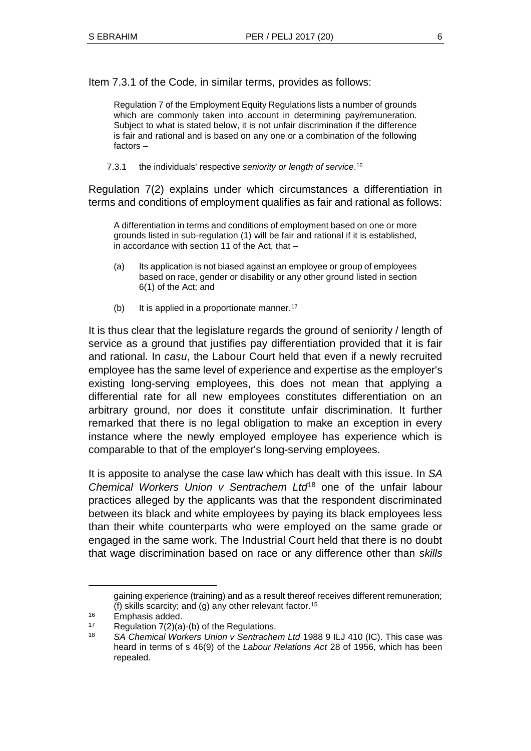Item 7.3.1 of the Code, in similar terms, provides as follows:

> Regulation 7 of the Employment Equity Regulations lists a number of grounds which are commonly taken into account in determining pay/remuneration. Subject to what is stated below, it is not unfair discrimination if the difference is fair and rational and is based on any one or a combination of the following factors –
>
> 7.3.1 the individuals' respective *seniority or length of service*.[16]

Regulation 7(2) explains under which circumstances a differentiation in terms and conditions of employment qualifies as fair and rational as follows:

> A differentiation in terms and conditions of employment based on one or more grounds listed in sub-regulation (1) will be fair and rational if it is established, in accordance with section 11 of the Act, that –
>
> (a) Its application is not biased against an employee or group of employees based on race, gender or disability or any other ground listed in section 6(1) of the Act; and
>
> (b) It is applied in a proportionate manner.[17]

It is thus clear that the legislature regards the ground of seniority / length of service as a ground that justifies pay differentiation provided that it is fair and rational. In *casu*, the Labour Court held that even if a newly recruited employee has the same level of experience and expertise as the employer's existing long-serving employees, this does not mean that applying a differential rate for all new employees constitutes differentiation on an arbitrary ground, nor does it constitute unfair discrimination. It further remarked that there is no legal obligation to make an exception in every instance where the newly employed employee has experience which is comparable to that of the employer's long-serving employees.

It is apposite to analyse the case law which has dealt with this issue. In *SA Chemical Workers Union v Sentrachem Ltd*[18] one of the unfair labour practices alleged by the applicants was that the respondent discriminated between its black and white employees by paying its black employees less than their white counterparts who were employed on the same grade or engaged in the same work. The Industrial Court held that there is no doubt that wage discrimination based on race or any difference other than *skills*

---

gaining experience (training) and as a result thereof receives different remuneration; (f) skills scarcity; and (g) any other relevant factor.[15]

[16] Emphasis added.

[17] Regulation 7(2)(a)-(b) of the Regulations.

[18] *SA Chemical Workers Union v Sentrachem Ltd* 1988 9 ILJ 410 (IC). This case was heard in terms of s 46(9) of the *Labour Relations Act* 28 of 1956, which has been repealed.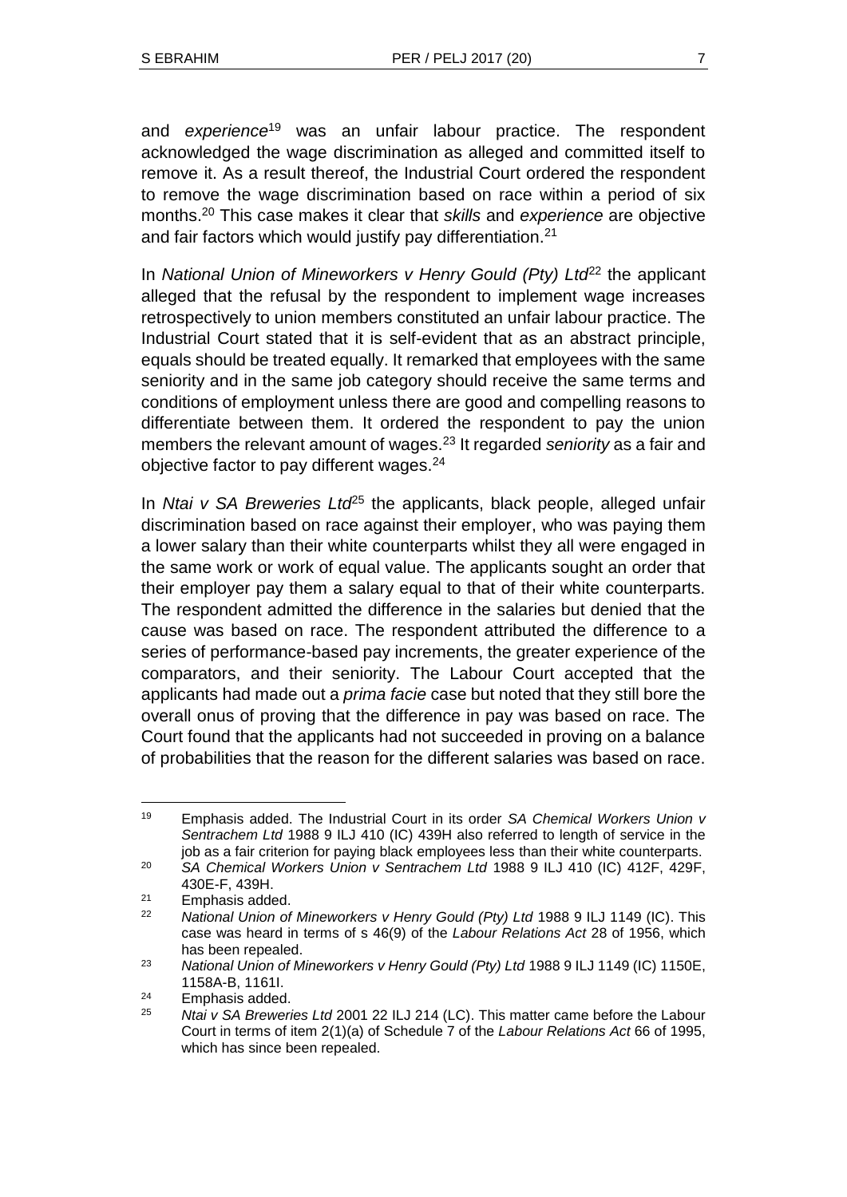and *experience*[19] was an unfair labour practice. The respondent acknowledged the wage discrimination as alleged and committed itself to remove it. As a result thereof, the Industrial Court ordered the respondent to remove the wage discrimination based on race within a period of six months.[20] This case makes it clear that *skills* and *experience* are objective and fair factors which would justify pay differentiation.[21]

In *National Union of Mineworkers v Henry Gould (Pty) Ltd*[22] the applicant alleged that the refusal by the respondent to implement wage increases retrospectively to union members constituted an unfair labour practice. The Industrial Court stated that it is self-evident that as an abstract principle, equals should be treated equally. It remarked that employees with the same seniority and in the same job category should receive the same terms and conditions of employment unless there are good and compelling reasons to differentiate between them. It ordered the respondent to pay the union members the relevant amount of wages.[23] It regarded *seniority* as a fair and objective factor to pay different wages.[24]

In *Ntai v SA Breweries Ltd*[25] the applicants, black people, alleged unfair discrimination based on race against their employer, who was paying them a lower salary than their white counterparts whilst they all were engaged in the same work or work of equal value. The applicants sought an order that their employer pay them a salary equal to that of their white counterparts. The respondent admitted the difference in the salaries but denied that the cause was based on race. The respondent attributed the difference to a series of performance-based pay increments, the greater experience of the comparators, and their seniority. The Labour Court accepted that the applicants had made out a *prima facie* case but noted that they still bore the overall onus of proving that the difference in pay was based on race. The Court found that the applicants had not succeeded in proving on a balance of probabilities that the reason for the different salaries was based on race.

---

[19] Emphasis added. The Industrial Court in its order *SA Chemical Workers Union v Sentrachem Ltd* 1988 9 ILJ 410 (IC) 439H also referred to length of service in the job as a fair criterion for paying black employees less than their white counterparts.

[20] *SA Chemical Workers Union v Sentrachem Ltd* 1988 9 ILJ 410 (IC) 412F, 429F, 430E-F, 439H.

[21] Emphasis added.

[22] *National Union of Mineworkers v Henry Gould (Pty) Ltd* 1988 9 ILJ 1149 (IC). This case was heard in terms of s 46(9) of the *Labour Relations Act* 28 of 1956, which has been repealed.

[23] *National Union of Mineworkers v Henry Gould (Pty) Ltd* 1988 9 ILJ 1149 (IC) 1150E, 1158A-B, 1161I.

[24] Emphasis added.

[25] *Ntai v SA Breweries Ltd* 2001 22 ILJ 214 (LC). This matter came before the Labour Court in terms of item 2(1)(a) of Schedule 7 of the *Labour Relations Act* 66 of 1995, which has since been repealed.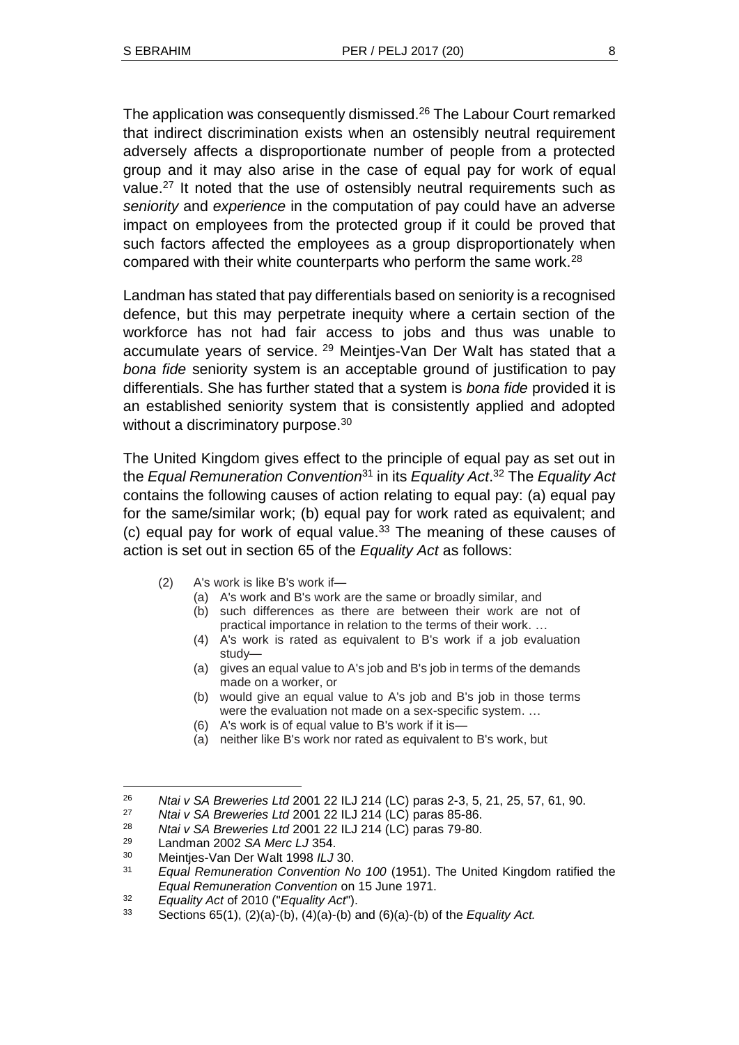The application was consequently dismissed.[26] The Labour Court remarked that indirect discrimination exists when an ostensibly neutral requirement adversely affects a disproportionate number of people from a protected group and it may also arise in the case of equal pay for work of equal value.[27] It noted that the use of ostensibly neutral requirements such as *seniority* and *experience* in the computation of pay could have an adverse impact on employees from the protected group if it could be proved that such factors affected the employees as a group disproportionately when compared with their white counterparts who perform the same work.[28]

Landman has stated that pay differentials based on seniority is a recognised defence, but this may perpetrate inequity where a certain section of the workforce has not had fair access to jobs and thus was unable to accumulate years of service.[29] Meintjes-Van Der Walt has stated that a *bona fide* seniority system is an acceptable ground of justification to pay differentials. She has further stated that a system is *bona fide* provided it is an established seniority system that is consistently applied and adopted without a discriminatory purpose.[30]

The United Kingdom gives effect to the principle of equal pay as set out in the *Equal Remuneration Convention*[31] in its *Equality Act*.[32] The *Equality Act* contains the following causes of action relating to equal pay: (a) equal pay for the same/similar work; (b) equal pay for work rated as equivalent; and (c) equal pay for work of equal value.[33] The meaning of these causes of action is set out in section 65 of the *Equality Act* as follows:

> (2) A's work is like B's work if—
>
> (a) A's work and B's work are the same or broadly similar, and
>
> (b) such differences as there are between their work are not of practical importance in relation to the terms of their work. …
>
> (4) A's work is rated as equivalent to B's work if a job evaluation study—
>
> (a) gives an equal value to A's job and B's job in terms of the demands made on a worker, or
>
> (b) would give an equal value to A's job and B's job in those terms were the evaluation not made on a sex-specific system. …
>
> (6) A's work is of equal value to B's work if it is—
>
> (a) neither like B's work nor rated as equivalent to B's work, but

---

[26] *Ntai v SA Breweries Ltd* 2001 22 ILJ 214 (LC) paras 2-3, 5, 21, 25, 57, 61, 90.

[27] *Ntai v SA Breweries Ltd* 2001 22 ILJ 214 (LC) paras 85-86.

[28] *Ntai v SA Breweries Ltd* 2001 22 ILJ 214 (LC) paras 79-80.

[29] Landman 2002 *SA Merc LJ* 354.

[30] Meintjes-Van Der Walt 1998 *ILJ* 30.

[31] *Equal Remuneration Convention No 100* (1951). The United Kingdom ratified the *Equal Remuneration Convention* on 15 June 1971.

[32] *Equality Act* of 2010 ("*Equality Act*").

[33] Sections 65(1), (2)(a)-(b), (4)(a)-(b) and (6)(a)-(b) of the *Equality Act.*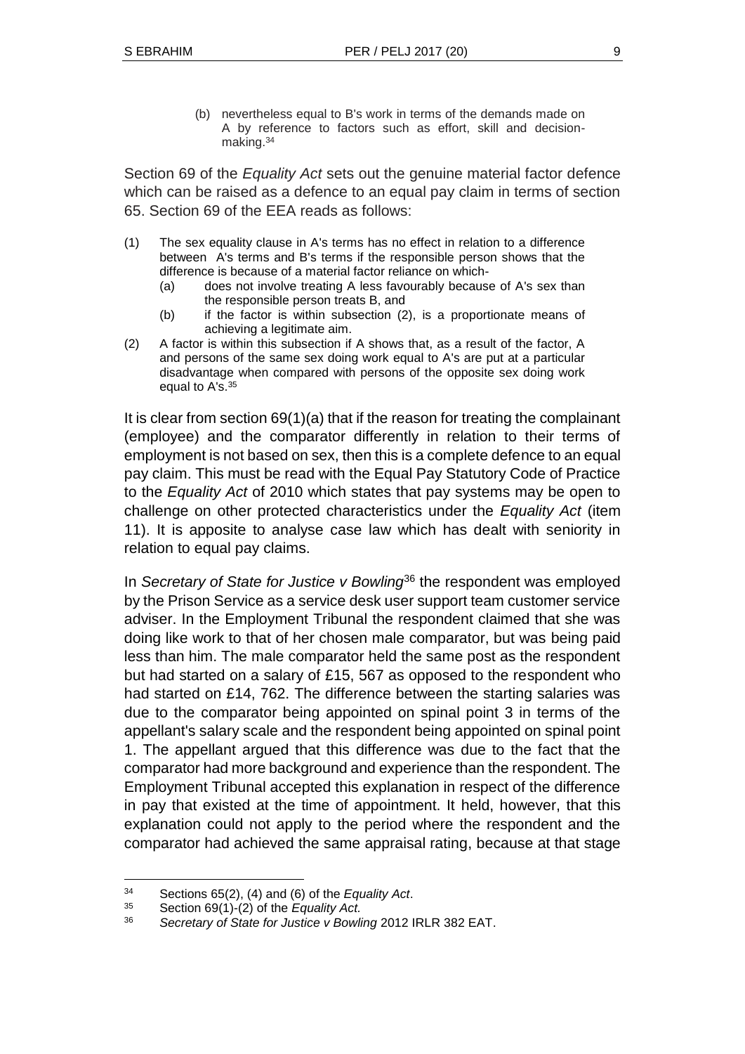> (b) nevertheless equal to B's work in terms of the demands made on A by reference to factors such as effort, skill and decision-making.[34]

Section 69 of the *Equality Act* sets out the genuine material factor defence which can be raised as a defence to an equal pay claim in terms of section 65. Section 69 of the EEA reads as follows:

> (1) The sex equality clause in A's terms has no effect in relation to a difference between A's terms and B's terms if the responsible person shows that the difference is because of a material factor reliance on which-
>
> (a) does not involve treating A less favourably because of A's sex than the responsible person treats B, and
>
> (b) if the factor is within subsection (2), is a proportionate means of achieving a legitimate aim.
>
> (2) A factor is within this subsection if A shows that, as a result of the factor, A and persons of the same sex doing work equal to A's are put at a particular disadvantage when compared with persons of the opposite sex doing work equal to A's.[35]

It is clear from section 69(1)(a) that if the reason for treating the complainant (employee) and the comparator differently in relation to their terms of employment is not based on sex, then this is a complete defence to an equal pay claim. This must be read with the Equal Pay Statutory Code of Practice to the *Equality Act* of 2010 which states that pay systems may be open to challenge on other protected characteristics under the *Equality Act* (item 11). It is apposite to analyse case law which has dealt with seniority in relation to equal pay claims.

In *Secretary of State for Justice v Bowling*[36] the respondent was employed by the Prison Service as a service desk user support team customer service adviser. In the Employment Tribunal the respondent claimed that she was doing like work to that of her chosen male comparator, but was being paid less than him. The male comparator held the same post as the respondent but had started on a salary of £15, 567 as opposed to the respondent who had started on £14, 762. The difference between the starting salaries was due to the comparator being appointed on spinal point 3 in terms of the appellant's salary scale and the respondent being appointed on spinal point 1. The appellant argued that this difference was due to the fact that the comparator had more background and experience than the respondent. The Employment Tribunal accepted this explanation in respect of the difference in pay that existed at the time of appointment. It held, however, that this explanation could not apply to the period where the respondent and the comparator had achieved the same appraisal rating, because at that stage

---

[34] Sections 65(2), (4) and (6) of the *Equality Act*.

[35] Section 69(1)-(2) of the *Equality Act.*

[36] *Secretary of State for Justice v Bowling* 2012 IRLR 382 EAT.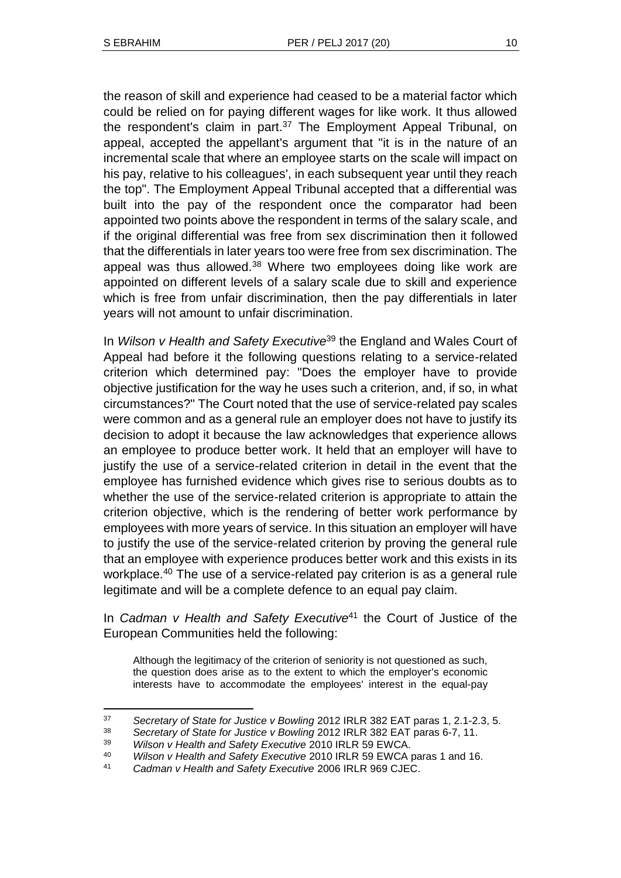the reason of skill and experience had ceased to be a material factor which could be relied on for paying different wages for like work. It thus allowed the respondent's claim in part.[37] The Employment Appeal Tribunal, on appeal, accepted the appellant's argument that "it is in the nature of an incremental scale that where an employee starts on the scale will impact on his pay, relative to his colleagues', in each subsequent year until they reach the top". The Employment Appeal Tribunal accepted that a differential was built into the pay of the respondent once the comparator had been appointed two points above the respondent in terms of the salary scale, and if the original differential was free from sex discrimination then it followed that the differentials in later years too were free from sex discrimination. The appeal was thus allowed.[38] Where two employees doing like work are appointed on different levels of a salary scale due to skill and experience which is free from unfair discrimination, then the pay differentials in later years will not amount to unfair discrimination.

In *Wilson v Health and Safety Executive*[39] the England and Wales Court of Appeal had before it the following questions relating to a service-related criterion which determined pay: "Does the employer have to provide objective justification for the way he uses such a criterion, and, if so, in what circumstances?" The Court noted that the use of service-related pay scales were common and as a general rule an employer does not have to justify its decision to adopt it because the law acknowledges that experience allows an employee to produce better work. It held that an employer will have to justify the use of a service-related criterion in detail in the event that the employee has furnished evidence which gives rise to serious doubts as to whether the use of the service-related criterion is appropriate to attain the criterion objective, which is the rendering of better work performance by employees with more years of service. In this situation an employer will have to justify the use of the service-related criterion by proving the general rule that an employee with experience produces better work and this exists in its workplace.[40] The use of a service-related pay criterion is as a general rule legitimate and will be a complete defence to an equal pay claim.

In *Cadman v Health and Safety Executive*[41] the Court of Justice of the European Communities held the following:

> Although the legitimacy of the criterion of seniority is not questioned as such, the question does arise as to the extent to which the employer's economic interests have to accommodate the employees' interest in the equal-pay

---

[37] *Secretary of State for Justice v Bowling* 2012 IRLR 382 EAT paras 1, 2.1-2.3, 5.

[38] *Secretary of State for Justice v Bowling* 2012 IRLR 382 EAT paras 6-7, 11.

[39] *Wilson v Health and Safety Executive* 2010 IRLR 59 EWCA.

[40] *Wilson v Health and Safety Executive* 2010 IRLR 59 EWCA paras 1 and 16.

[41] *Cadman v Health and Safety Executive* 2006 IRLR 969 CJEC.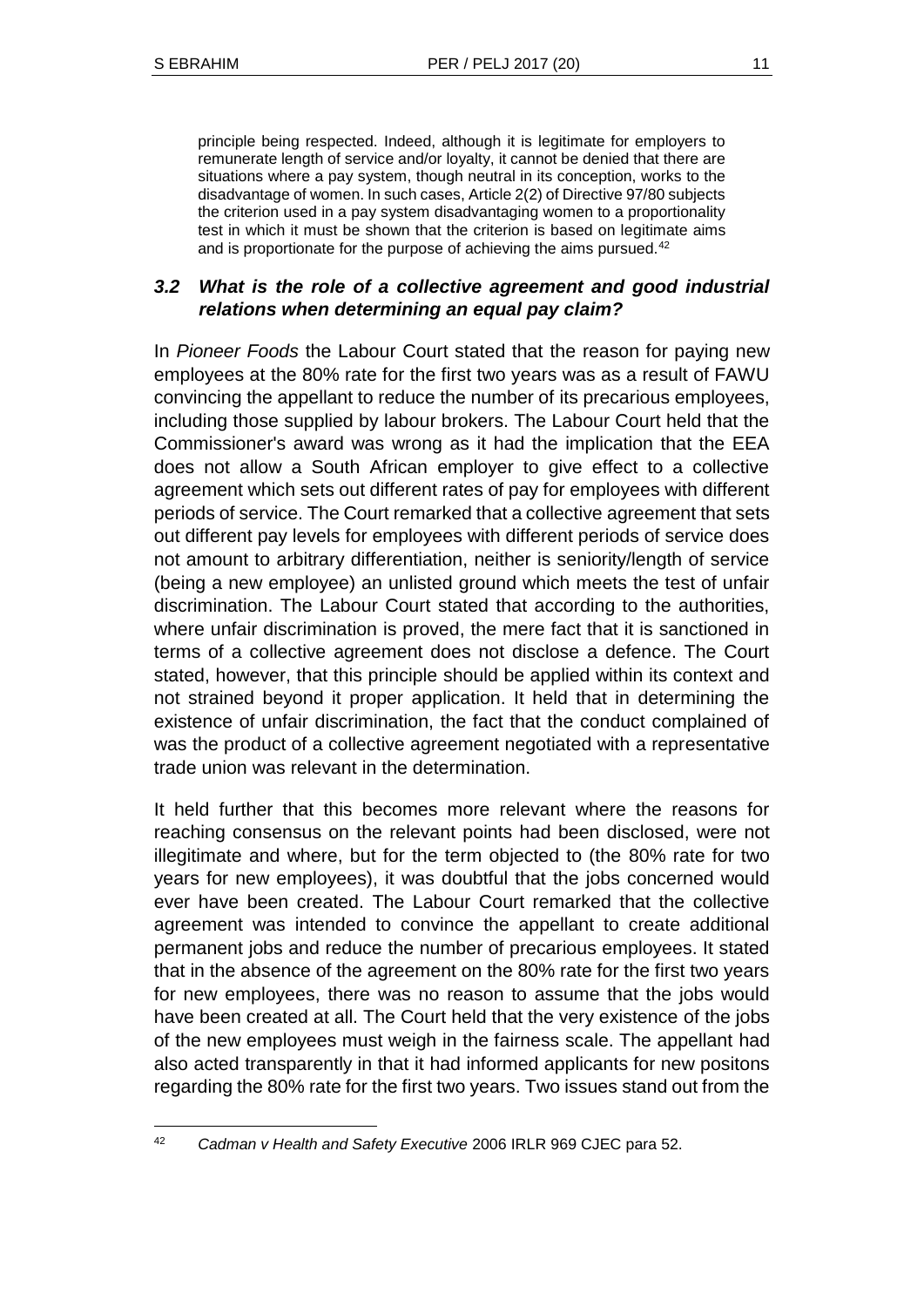> principle being respected. Indeed, although it is legitimate for employers to remunerate length of service and/or loyalty, it cannot be denied that there are situations where a pay system, though neutral in its conception, works to the disadvantage of women. In such cases, Article 2(2) of Directive 97/80 subjects the criterion used in a pay system disadvantaging women to a proportionality test in which it must be shown that the criterion is based on legitimate aims and is proportionate for the purpose of achieving the aims pursued.[42]

### *3.2 What is the role of a collective agreement and good industrial relations when determining an equal pay claim?*

In *Pioneer Foods* the Labour Court stated that the reason for paying new employees at the 80% rate for the first two years was as a result of FAWU convincing the appellant to reduce the number of its precarious employees, including those supplied by labour brokers. The Labour Court held that the Commissioner's award was wrong as it had the implication that the EEA does not allow a South African employer to give effect to a collective agreement which sets out different rates of pay for employees with different periods of service. The Court remarked that a collective agreement that sets out different pay levels for employees with different periods of service does not amount to arbitrary differentiation, neither is seniority/length of service (being a new employee) an unlisted ground which meets the test of unfair discrimination. The Labour Court stated that according to the authorities, where unfair discrimination is proved, the mere fact that it is sanctioned in terms of a collective agreement does not disclose a defence. The Court stated, however, that this principle should be applied within its context and not strained beyond it proper application. It held that in determining the existence of unfair discrimination, the fact that the conduct complained of was the product of a collective agreement negotiated with a representative trade union was relevant in the determination.

It held further that this becomes more relevant where the reasons for reaching consensus on the relevant points had been disclosed, were not illegitimate and where, but for the term objected to (the 80% rate for two years for new employees), it was doubtful that the jobs concerned would ever have been created. The Labour Court remarked that the collective agreement was intended to convince the appellant to create additional permanent jobs and reduce the number of precarious employees. It stated that in the absence of the agreement on the 80% rate for the first two years for new employees, there was no reason to assume that the jobs would have been created at all. The Court held that the very existence of the jobs of the new employees must weigh in the fairness scale. The appellant had also acted transparently in that it had informed applicants for new positons regarding the 80% rate for the first two years. Two issues stand out from the

---

[42] *Cadman v Health and Safety Executive* 2006 IRLR 969 CJEC para 52.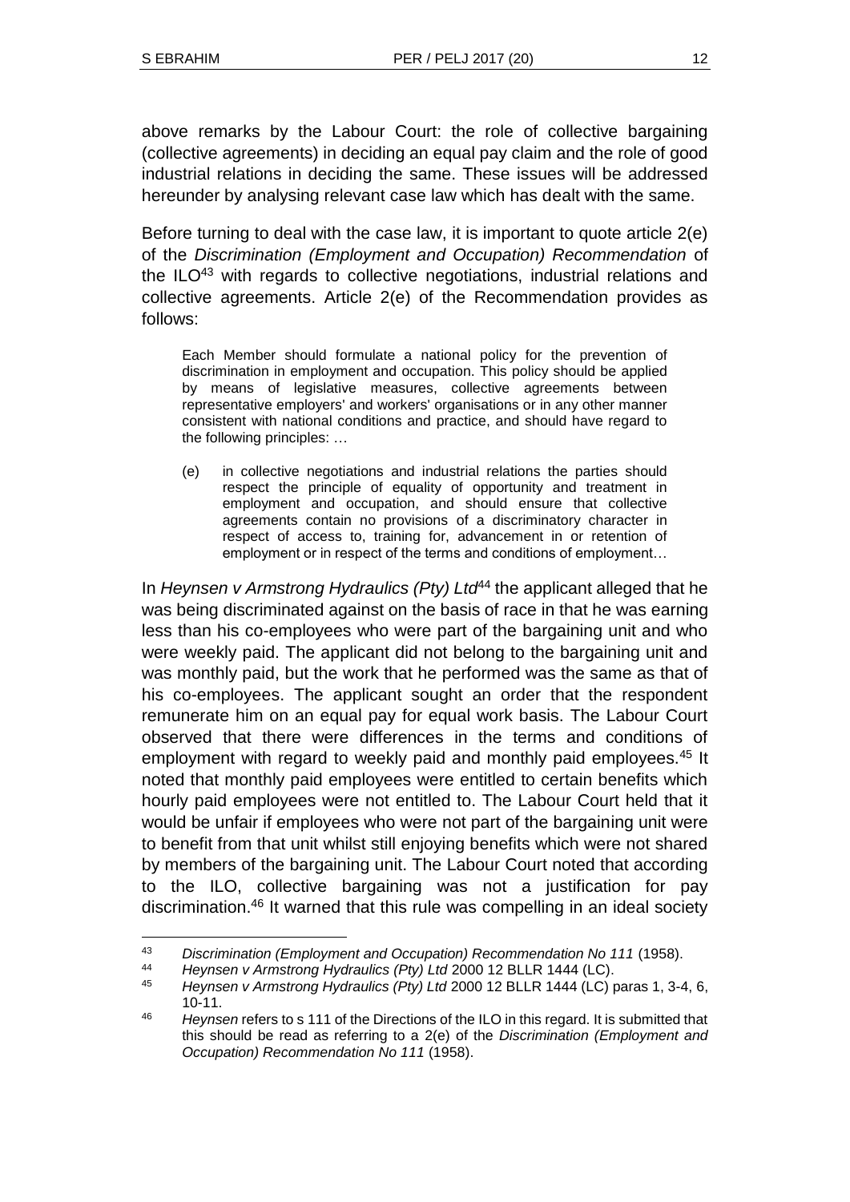above remarks by the Labour Court: the role of collective bargaining (collective agreements) in deciding an equal pay claim and the role of good industrial relations in deciding the same. These issues will be addressed hereunder by analysing relevant case law which has dealt with the same.

Before turning to deal with the case law, it is important to quote article 2(e) of the *Discrimination (Employment and Occupation) Recommendation* of the ILO[43] with regards to collective negotiations, industrial relations and collective agreements. Article 2(e) of the Recommendation provides as follows:

> Each Member should formulate a national policy for the prevention of discrimination in employment and occupation. This policy should be applied by means of legislative measures, collective agreements between representative employers' and workers' organisations or in any other manner consistent with national conditions and practice, and should have regard to the following principles: …
>
> (e) in collective negotiations and industrial relations the parties should respect the principle of equality of opportunity and treatment in employment and occupation, and should ensure that collective agreements contain no provisions of a discriminatory character in respect of access to, training for, advancement in or retention of employment or in respect of the terms and conditions of employment…

In *Heynsen v Armstrong Hydraulics (Pty) Ltd*[44] the applicant alleged that he was being discriminated against on the basis of race in that he was earning less than his co-employees who were part of the bargaining unit and who were weekly paid. The applicant did not belong to the bargaining unit and was monthly paid, but the work that he performed was the same as that of his co-employees. The applicant sought an order that the respondent remunerate him on an equal pay for equal work basis. The Labour Court observed that there were differences in the terms and conditions of employment with regard to weekly paid and monthly paid employees.[45] It noted that monthly paid employees were entitled to certain benefits which hourly paid employees were not entitled to. The Labour Court held that it would be unfair if employees who were not part of the bargaining unit were to benefit from that unit whilst still enjoying benefits which were not shared by members of the bargaining unit. The Labour Court noted that according to the ILO, collective bargaining was not a justification for pay discrimination.[46] It warned that this rule was compelling in an ideal society

---

[43] *Discrimination (Employment and Occupation) Recommendation No 111* (1958).

[44] *Heynsen v Armstrong Hydraulics (Pty) Ltd* 2000 12 BLLR 1444 (LC).

[45] *Heynsen v Armstrong Hydraulics (Pty) Ltd* 2000 12 BLLR 1444 (LC) paras 1, 3-4, 6, 10-11.

[46] *Heynsen* refers to s 111 of the Directions of the ILO in this regard. It is submitted that this should be read as referring to a 2(e) of the *Discrimination (Employment and Occupation) Recommendation No 111* (1958).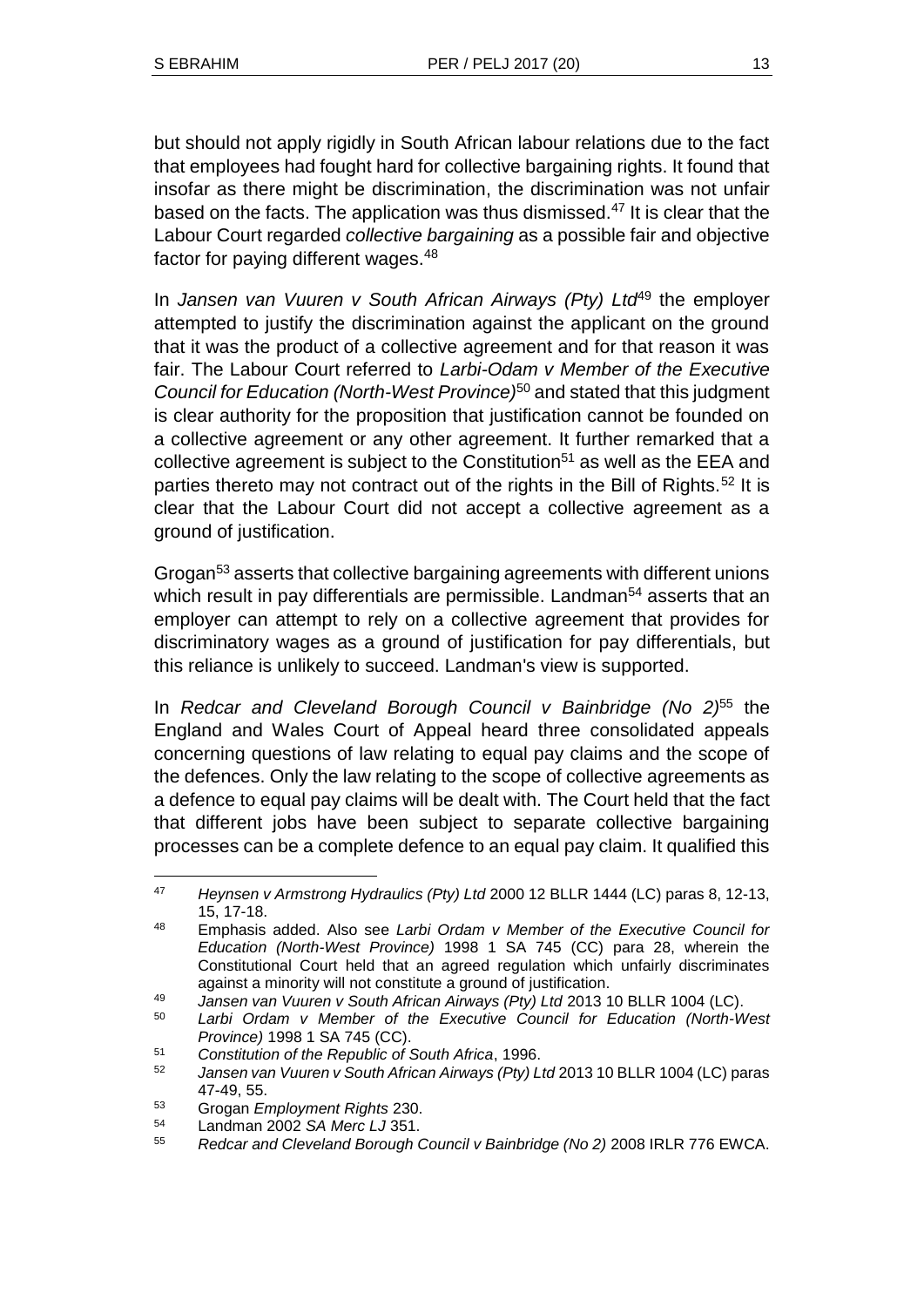but should not apply rigidly in South African labour relations due to the fact that employees had fought hard for collective bargaining rights. It found that insofar as there might be discrimination, the discrimination was not unfair based on the facts. The application was thus dismissed.[47] It is clear that the Labour Court regarded *collective bargaining* as a possible fair and objective factor for paying different wages.[48]

In *Jansen van Vuuren v South African Airways (Pty) Ltd*[49] the employer attempted to justify the discrimination against the applicant on the ground that it was the product of a collective agreement and for that reason it was fair. The Labour Court referred to *Larbi-Odam v Member of the Executive Council for Education (North-West Province)*[50] and stated that this judgment is clear authority for the proposition that justification cannot be founded on a collective agreement or any other agreement. It further remarked that a collective agreement is subject to the Constitution[51] as well as the EEA and parties thereto may not contract out of the rights in the Bill of Rights.[52] It is clear that the Labour Court did not accept a collective agreement as a ground of justification.

Grogan[53] asserts that collective bargaining agreements with different unions which result in pay differentials are permissible. Landman[54] asserts that an employer can attempt to rely on a collective agreement that provides for discriminatory wages as a ground of justification for pay differentials, but this reliance is unlikely to succeed. Landman's view is supported.

In *Redcar and Cleveland Borough Council v Bainbridge (No 2)*[55] the England and Wales Court of Appeal heard three consolidated appeals concerning questions of law relating to equal pay claims and the scope of the defences. Only the law relating to the scope of collective agreements as a defence to equal pay claims will be dealt with. The Court held that the fact that different jobs have been subject to separate collective bargaining processes can be a complete defence to an equal pay claim. It qualified this

---

[47] *Heynsen v Armstrong Hydraulics (Pty) Ltd* 2000 12 BLLR 1444 (LC) paras 8, 12-13, 15, 17-18.

[48] Emphasis added. Also see *Larbi Ordam v Member of the Executive Council for Education (North-West Province)* 1998 1 SA 745 (CC) para 28, wherein the Constitutional Court held that an agreed regulation which unfairly discriminates against a minority will not constitute a ground of justification.

[49] *Jansen van Vuuren v South African Airways (Pty) Ltd* 2013 10 BLLR 1004 (LC).

[50] *Larbi Ordam v Member of the Executive Council for Education (North-West Province)* 1998 1 SA 745 (CC).

[51] *Constitution of the Republic of South Africa*, 1996.

[52] *Jansen van Vuuren v South African Airways (Pty) Ltd* 2013 10 BLLR 1004 (LC) paras 47-49, 55.

[53] Grogan *Employment Rights* 230.

[54] Landman 2002 *SA Merc LJ* 351.

[55] *Redcar and Cleveland Borough Council v Bainbridge (No 2)* 2008 IRLR 776 EWCA.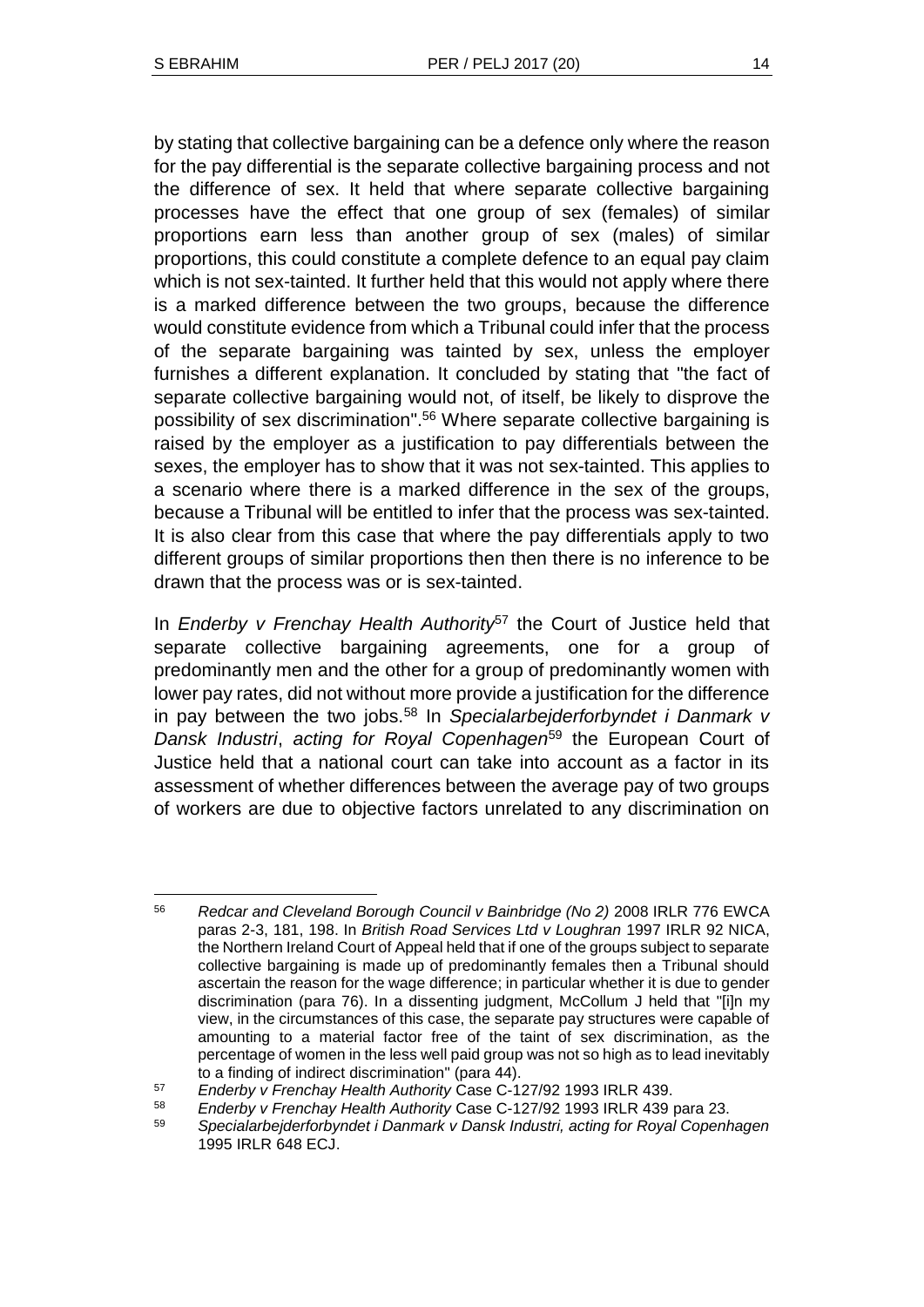by stating that collective bargaining can be a defence only where the reason for the pay differential is the separate collective bargaining process and not the difference of sex. It held that where separate collective bargaining processes have the effect that one group of sex (females) of similar proportions earn less than another group of sex (males) of similar proportions, this could constitute a complete defence to an equal pay claim which is not sex-tainted. It further held that this would not apply where there is a marked difference between the two groups, because the difference would constitute evidence from which a Tribunal could infer that the process of the separate bargaining was tainted by sex, unless the employer furnishes a different explanation. It concluded by stating that "the fact of separate collective bargaining would not, of itself, be likely to disprove the possibility of sex discrimination".[56] Where separate collective bargaining is raised by the employer as a justification to pay differentials between the sexes, the employer has to show that it was not sex-tainted. This applies to a scenario where there is a marked difference in the sex of the groups, because a Tribunal will be entitled to infer that the process was sex-tainted. It is also clear from this case that where the pay differentials apply to two different groups of similar proportions then then there is no inference to be drawn that the process was or is sex-tainted.

In *Enderby v Frenchay Health Authority*[57] the Court of Justice held that separate collective bargaining agreements, one for a group of predominantly men and the other for a group of predominantly women with lower pay rates, did not without more provide a justification for the difference in pay between the two jobs.[58] In *Specialarbejderforbyndet i Danmark v Dansk Industri*, *acting for Royal Copenhagen*[59] the European Court of Justice held that a national court can take into account as a factor in its assessment of whether differences between the average pay of two groups of workers are due to objective factors unrelated to any discrimination on

---

[56] *Redcar and Cleveland Borough Council v Bainbridge (No 2)* 2008 IRLR 776 EWCA paras 2-3, 181, 198. In *British Road Services Ltd v Loughran* 1997 IRLR 92 NICA, the Northern Ireland Court of Appeal held that if one of the groups subject to separate collective bargaining is made up of predominantly females then a Tribunal should ascertain the reason for the wage difference; in particular whether it is due to gender discrimination (para 76). In a dissenting judgment, McCollum J held that "[i]n my view, in the circumstances of this case, the separate pay structures were capable of amounting to a material factor free of the taint of sex discrimination, as the percentage of women in the less well paid group was not so high as to lead inevitably to a finding of indirect discrimination" (para 44).

[57] *Enderby v Frenchay Health Authority* Case C-127/92 1993 IRLR 439.

[58] *Enderby v Frenchay Health Authority* Case C-127/92 1993 IRLR 439 para 23.

[59] *Specialarbejderforbyndet i Danmark v Dansk Industri, acting for Royal Copenhagen* 1995 IRLR 648 ECJ.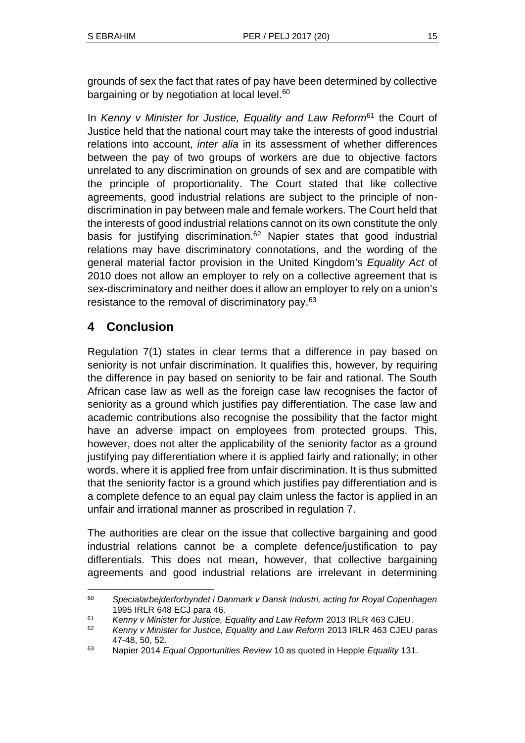grounds of sex the fact that rates of pay have been determined by collective bargaining or by negotiation at local level.[60]

In *Kenny v Minister for Justice, Equality and Law Reform*[61] the Court of Justice held that the national court may take the interests of good industrial relations into account, *inter alia* in its assessment of whether differences between the pay of two groups of workers are due to objective factors unrelated to any discrimination on grounds of sex and are compatible with the principle of proportionality. The Court stated that like collective agreements, good industrial relations are subject to the principle of non-discrimination in pay between male and female workers. The Court held that the interests of good industrial relations cannot on its own constitute the only basis for justifying discrimination.[62] Napier states that good industrial relations may have discriminatory connotations, and the wording of the general material factor provision in the United Kingdom's *Equality Act* of 2010 does not allow an employer to rely on a collective agreement that is sex-discriminatory and neither does it allow an employer to rely on a union's resistance to the removal of discriminatory pay.[63]

## 4 Conclusion

Regulation 7(1) states in clear terms that a difference in pay based on seniority is not unfair discrimination. It qualifies this, however, by requiring the difference in pay based on seniority to be fair and rational. The South African case law as well as the foreign case law recognises the factor of seniority as a ground which justifies pay differentiation. The case law and academic contributions also recognise the possibility that the factor might have an adverse impact on employees from protected groups. This, however, does not alter the applicability of the seniority factor as a ground justifying pay differentiation where it is applied fairly and rationally; in other words, where it is applied free from unfair discrimination. It is thus submitted that the seniority factor is a ground which justifies pay differentiation and is a complete defence to an equal pay claim unless the factor is applied in an unfair and irrational manner as proscribed in regulation 7.

The authorities are clear on the issue that collective bargaining and good industrial relations cannot be a complete defence/justification to pay differentials. This does not mean, however, that collective bargaining agreements and good industrial relations are irrelevant in determining

---

[60] *Specialarbejderforbyndet i Danmark v Dansk Industri, acting for Royal Copenhagen* 1995 IRLR 648 ECJ para 46.

[61] *Kenny v Minister for Justice, Equality and Law Reform* 2013 IRLR 463 CJEU.

[62] *Kenny v Minister for Justice, Equality and Law Reform* 2013 IRLR 463 CJEU paras 47-48, 50, 52.

[63] Napier 2014 *Equal Opportunities Review* 10 as quoted in Hepple *Equality* 131.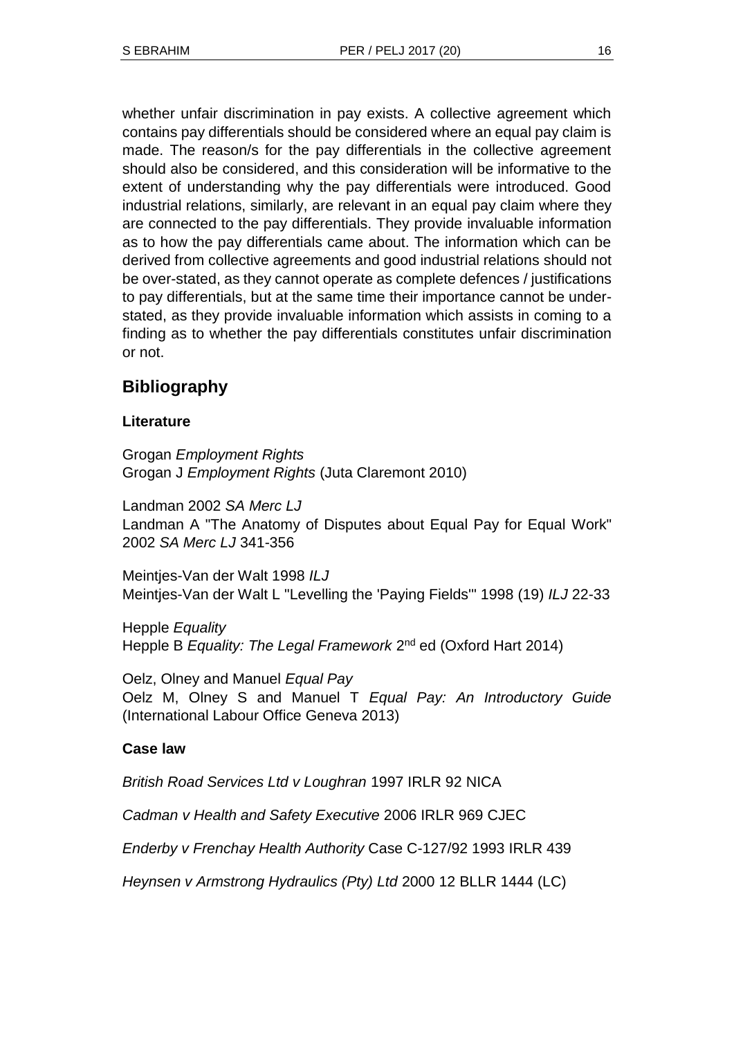whether unfair discrimination in pay exists. A collective agreement which contains pay differentials should be considered where an equal pay claim is made. The reason/s for the pay differentials in the collective agreement should also be considered, and this consideration will be informative to the extent of understanding why the pay differentials were introduced. Good industrial relations, similarly, are relevant in an equal pay claim where they are connected to the pay differentials. They provide invaluable information as to how the pay differentials came about. The information which can be derived from collective agreements and good industrial relations should not be over-stated, as they cannot operate as complete defences / justifications to pay differentials, but at the same time their importance cannot be under-stated, as they provide invaluable information which assists in coming to a finding as to whether the pay differentials constitutes unfair discrimination or not.

## Bibliography

### Literature

Grogan *Employment Rights*
Grogan J *Employment Rights* (Juta Claremont 2010)

Landman 2002 *SA Merc LJ*
Landman A "The Anatomy of Disputes about Equal Pay for Equal Work" 2002 *SA Merc LJ* 341-356

Meintjes-Van der Walt 1998 *ILJ*
Meintjes-Van der Walt L "Levelling the 'Paying Fields'" 1998 (19) *ILJ* 22-33

Hepple *Equality*
Hepple B *Equality: The Legal Framework* 2nd ed (Oxford Hart 2014)

Oelz, Olney and Manuel *Equal Pay*
Oelz M, Olney S and Manuel T *Equal Pay: An Introductory Guide* (International Labour Office Geneva 2013)

### Case law

*British Road Services Ltd v Loughran* 1997 IRLR 92 NICA

*Cadman v Health and Safety Executive* 2006 IRLR 969 CJEC

*Enderby v Frenchay Health Authority* Case C-127/92 1993 IRLR 439

*Heynsen v Armstrong Hydraulics (Pty) Ltd* 2000 12 BLLR 1444 (LC)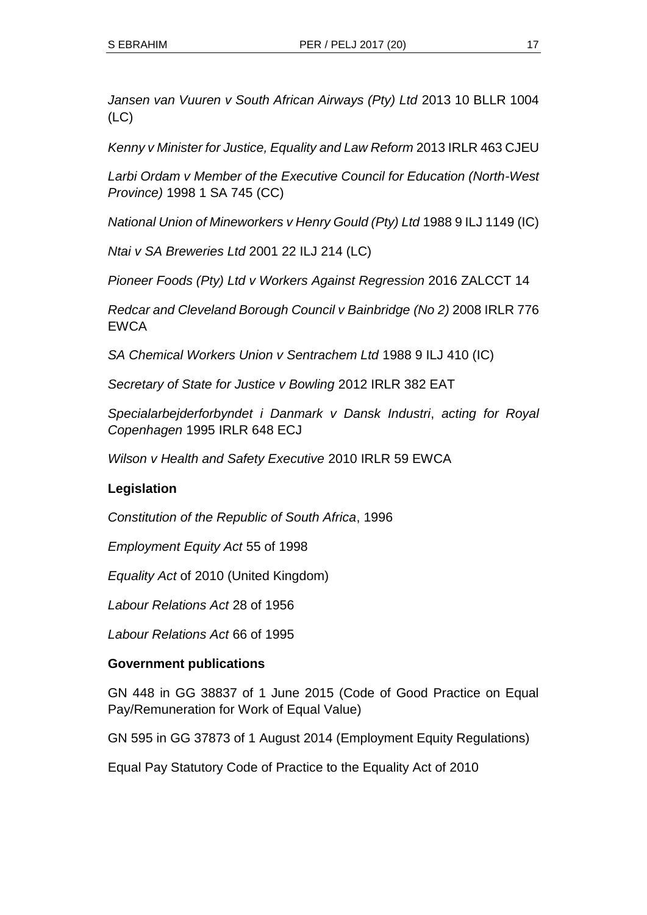*Jansen van Vuuren v South African Airways (Pty) Ltd* 2013 10 BLLR 1004 (LC)

*Kenny v Minister for Justice, Equality and Law Reform* 2013 IRLR 463 CJEU

*Larbi Ordam v Member of the Executive Council for Education (North-West Province)* 1998 1 SA 745 (CC)

*National Union of Mineworkers v Henry Gould (Pty) Ltd* 1988 9 ILJ 1149 (IC)

*Ntai v SA Breweries Ltd* 2001 22 ILJ 214 (LC)

*Pioneer Foods (Pty) Ltd v Workers Against Regression* 2016 ZALCCT 14

*Redcar and Cleveland Borough Council v Bainbridge (No 2)* 2008 IRLR 776 EWCA

*SA Chemical Workers Union v Sentrachem Ltd* 1988 9 ILJ 410 (IC)

*Secretary of State for Justice v Bowling* 2012 IRLR 382 EAT

*Specialarbejderforbyndet i Danmark v Dansk Industri*, *acting for Royal Copenhagen* 1995 IRLR 648 ECJ

*Wilson v Health and Safety Executive* 2010 IRLR 59 EWCA

**Legislation**

*Constitution of the Republic of South Africa*, 1996

*Employment Equity Act* 55 of 1998

*Equality Act* of 2010 (United Kingdom)

*Labour Relations Act* 28 of 1956

*Labour Relations Act* 66 of 1995

**Government publications**

GN 448 in GG 38837 of 1 June 2015 (Code of Good Practice on Equal Pay/Remuneration for Work of Equal Value)

GN 595 in GG 37873 of 1 August 2014 (Employment Equity Regulations)

Equal Pay Statutory Code of Practice to the Equality Act of 2010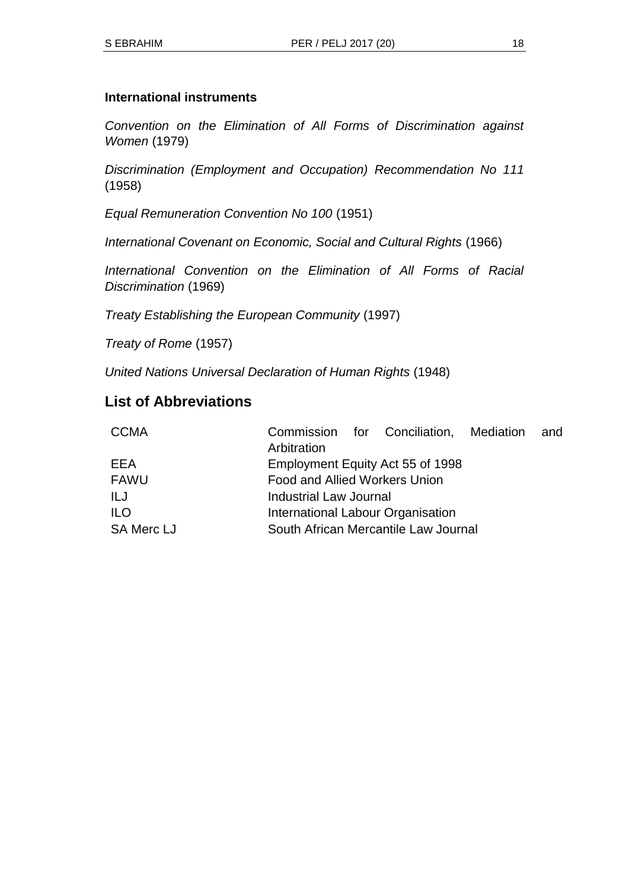**International instruments**

*Convention on the Elimination of All Forms of Discrimination against Women* (1979)

*Discrimination (Employment and Occupation) Recommendation No 111* (1958)

*Equal Remuneration Convention No 100* (1951)

*International Covenant on Economic, Social and Cultural Rights* (1966)

*International Convention on the Elimination of All Forms of Racial Discrimination* (1969)

*Treaty Establishing the European Community* (1997)

*Treaty of Rome* (1957)

*United Nations Universal Declaration of Human Rights* (1948)

## List of Abbreviations

| | |
|---|---|
| CCMA | Commission for Conciliation, Mediation and Arbitration |
| EEA | Employment Equity Act 55 of 1998 |
| FAWU | Food and Allied Workers Union |
| ILJ | Industrial Law Journal |
| ILO | International Labour Organisation |
| SA Merc LJ | South African Mercantile Law Journal |